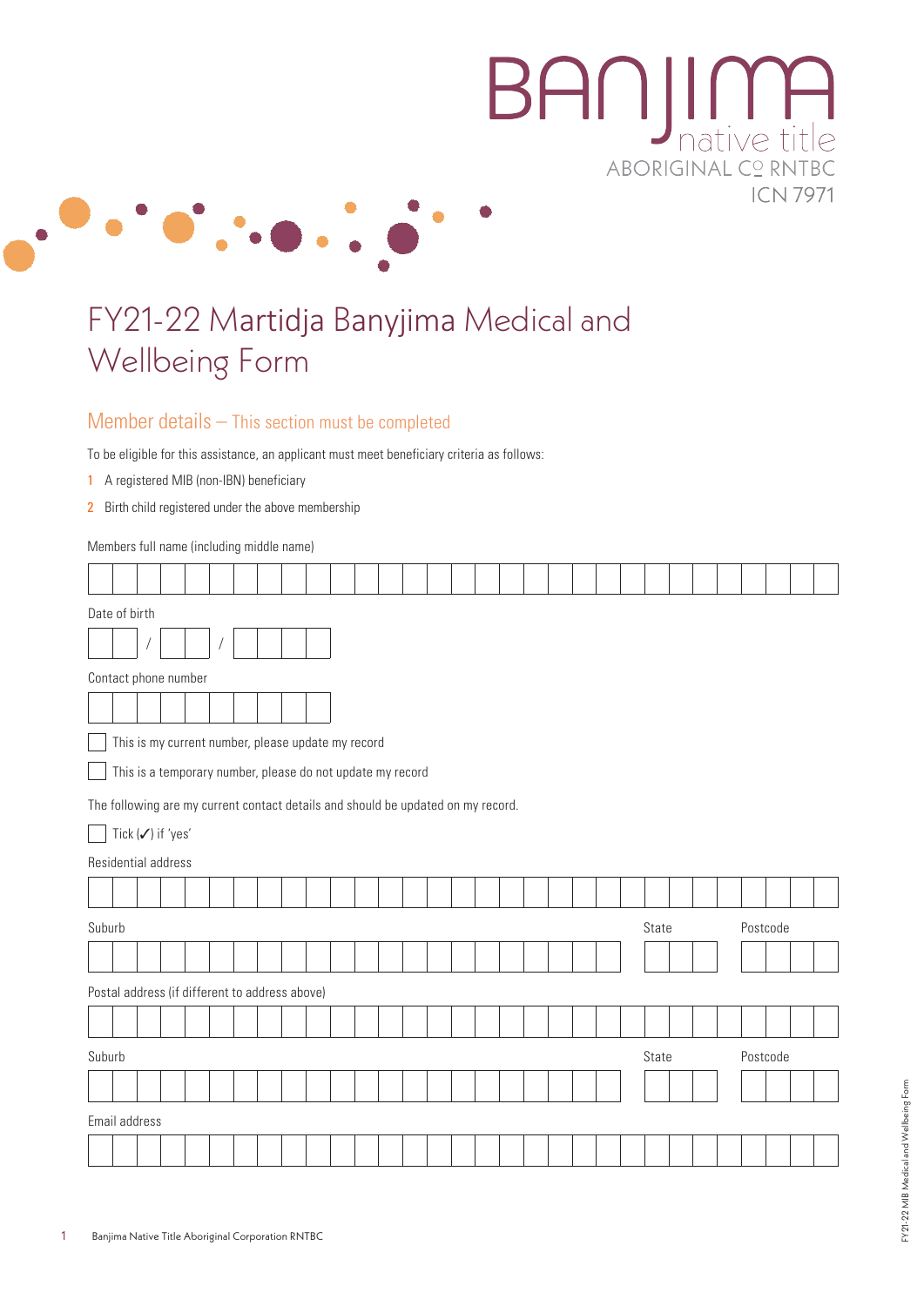BANJIMA native title
ABORIGINAL Cº RNTBC
ICN 7971

# FY21-22 Martidja Banyjima Medical and Wellbeing Form

## Member details – This section must be completed

To be eligible for this assistance, an applicant must meet beneficiary criteria as follows:

1. A registered MIB (non-IBN) beneficiary
2. Birth child registered under the above membership

Members full name (including middle name)

Date of birth

/ /

Contact phone number

☐ This is my current number, please update my record

☐ This is a temporary number, please do not update my record

The following are my current contact details and should be updated on my record.

☐ Tick (✓) if 'yes'

Residential address

Suburb | State | Postcode

Postal address (if different to address above)

Suburb | State | Postcode

Email address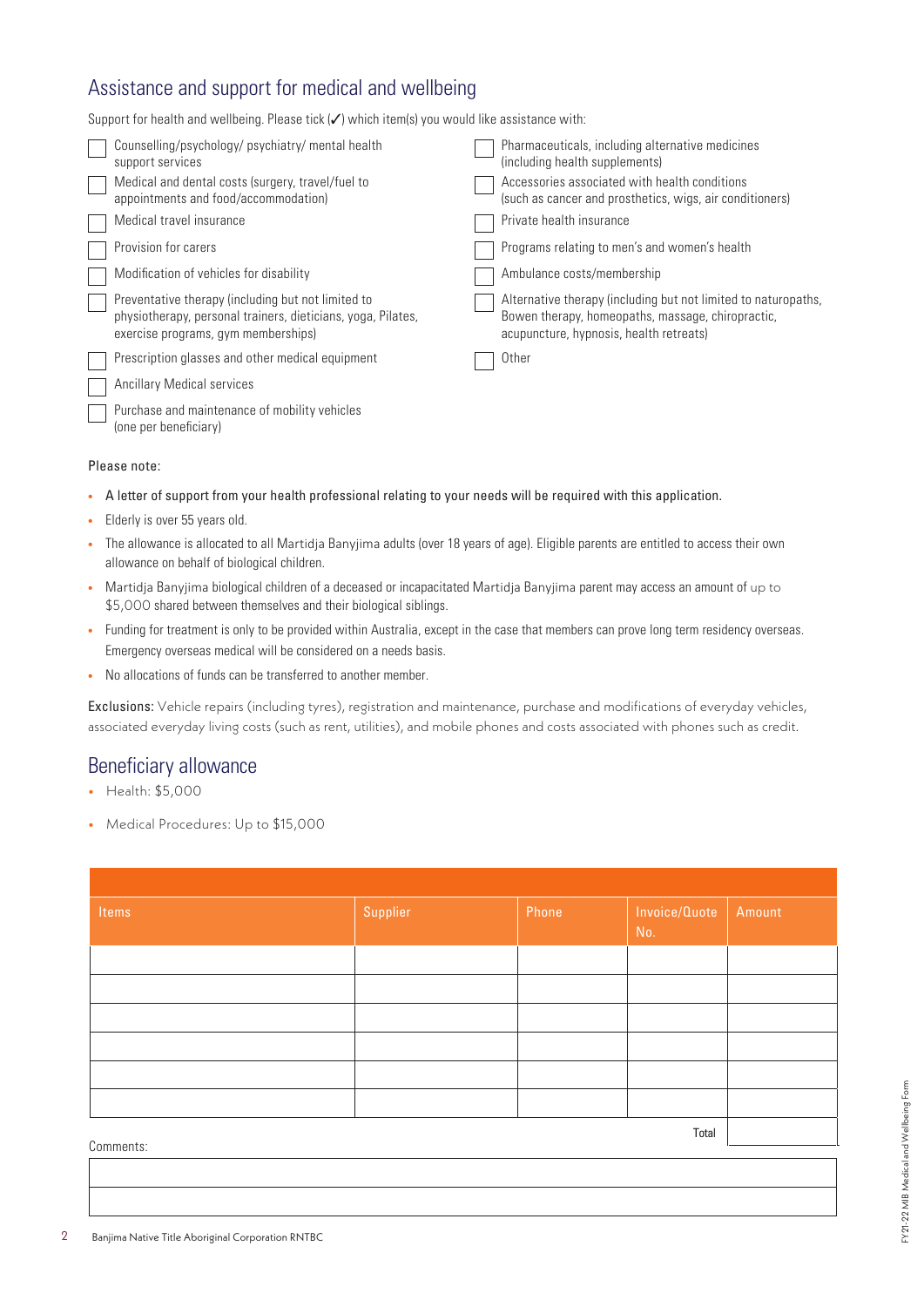## Assistance and support for medical and wellbeing

Support for health and wellbeing. Please tick (✓) which item(s) you would like assistance with:

- ☐ Counselling/psychology/ psychiatry/ mental health support services
- ☐ Medical and dental costs (surgery, travel/fuel to appointments and food/accommodation)
- ☐ Medical travel insurance
- ☐ Provision for carers
- ☐ Modification of vehicles for disability
- ☐ Preventative therapy (including but not limited to physiotherapy, personal trainers, dieticians, yoga, Pilates, exercise programs, gym memberships)
- ☐ Prescription glasses and other medical equipment
- ☐ Ancillary Medical services
- ☐ Purchase and maintenance of mobility vehicles (one per beneficiary)
- ☐ Pharmaceuticals, including alternative medicines (including health supplements)
- ☐ Accessories associated with health conditions (such as cancer and prosthetics, wigs, air conditioners)
- ☐ Private health insurance
- ☐ Programs relating to men's and women's health
- ☐ Ambulance costs/membership
- ☐ Alternative therapy (including but not limited to naturopaths, Bowen therapy, homeopaths, massage, chiropractic, acupuncture, hypnosis, health retreats)
- ☐ Other

Please note:

- A letter of support from your health professional relating to your needs will be required with this application.
- Elderly is over 55 years old.
- The allowance is allocated to all Martidja Banyjima adults (over 18 years of age). Eligible parents are entitled to access their own allowance on behalf of biological children.
- Martidja Banyjima biological children of a deceased or incapacitated Martidja Banyjima parent may access an amount of up to $5,000 shared between themselves and their biological siblings.
- Funding for treatment is only to be provided within Australia, except in the case that members can prove long term residency overseas. Emergency overseas medical will be considered on a needs basis.
- No allocations of funds can be transferred to another member.

**Exclusions:** Vehicle repairs (including tyres), registration and maintenance, purchase and modifications of everyday vehicles, associated everyday living costs (such as rent, utilities), and mobile phones and costs associated with phones such as credit.

## Beneficiary allowance

- Health: $5,000
- Medical Procedures: Up to $15,000

| Items | Supplier | Phone | Invoice/Quote No. | Amount |
|---|---|---|---|---|
| | | | | |
| | | | | |
| | | | | |
| | | | | |
| | | | | |
| | | | | |
| | | | Total | |

Comments:

| |
|---|
| |
| |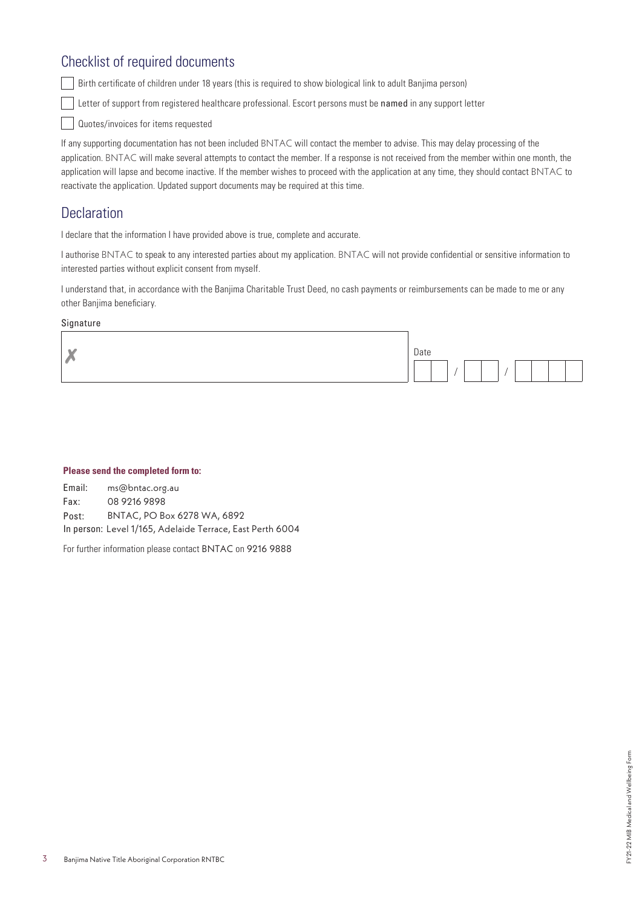## Checklist of required documents

- [ ] Birth certificate of children under 18 years (this is required to show biological link to adult Banjima person)
- [ ] Letter of support from registered healthcare professional. Escort persons must be named in any support letter
- [ ] Quotes/invoices for items requested

If any supporting documentation has not been included BNTAC will contact the member to advise. This may delay processing of the application. BNTAC will make several attempts to contact the member. If a response is not received from the member within one month, the application will lapse and become inactive. If the member wishes to proceed with the application at any time, they should contact BNTAC to reactivate the application. Updated support documents may be required at this time.

## Declaration

I declare that the information I have provided above is true, complete and accurate.

I authorise BNTAC to speak to any interested parties about my application. BNTAC will not provide confidential or sensitive information to interested parties without explicit consent from myself.

I understand that, in accordance with the Banjima Charitable Trust Deed, no cash payments or reimbursements can be made to me or any other Banjima beneficiary.

Signature

| | |
|---|---|
| ✗ | Date<br>__ __ / __ __ / __ __ __ __ |

**Please send the completed form to:**

Email: ms@bntac.org.au
Fax: 08 9216 9898
Post: BNTAC, PO Box 6278 WA, 6892
In person: Level 1/165, Adelaide Terrace, East Perth 6004

For further information please contact BNTAC on 9216 9888